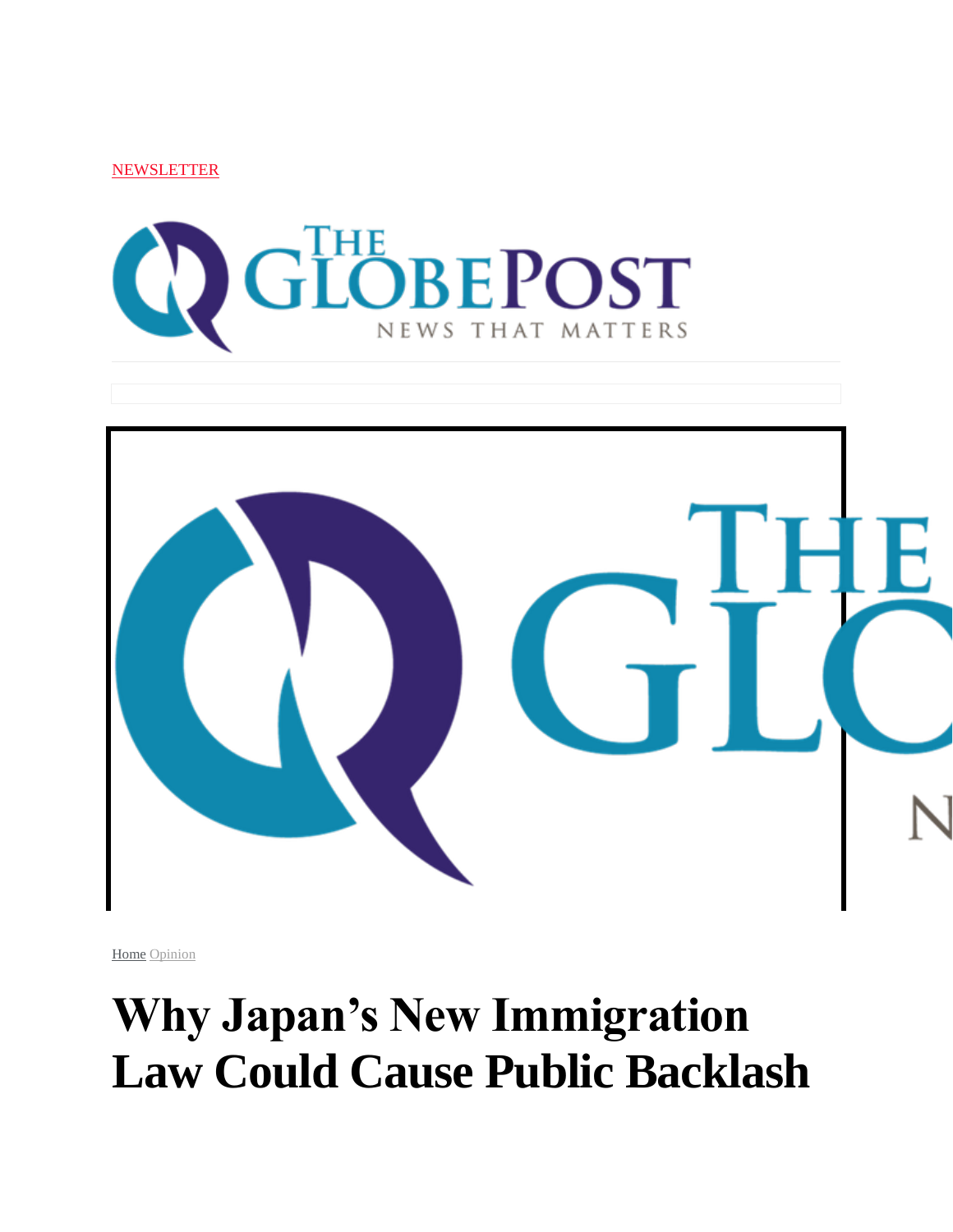NEWSLETTER

Home Opinion

# Why Japan's New Immigration Law Could Cause Public Backlash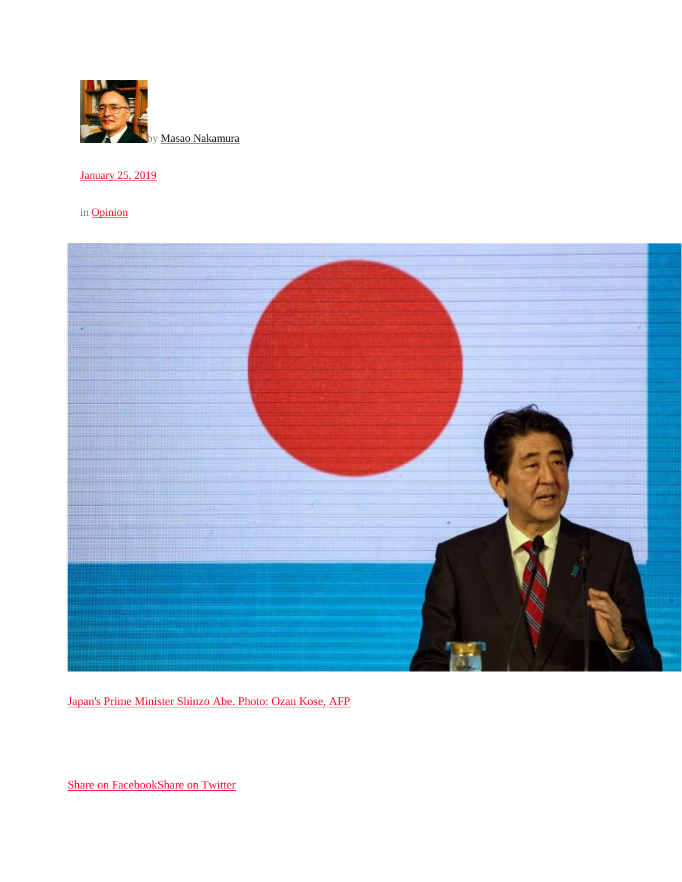by Masao Nakamura

January 25, 2019

in Opinion

Japan's Prime Minister Shinzo Abe. Photo: Ozan Kose, AFP

Share on FacebookShare on Twitter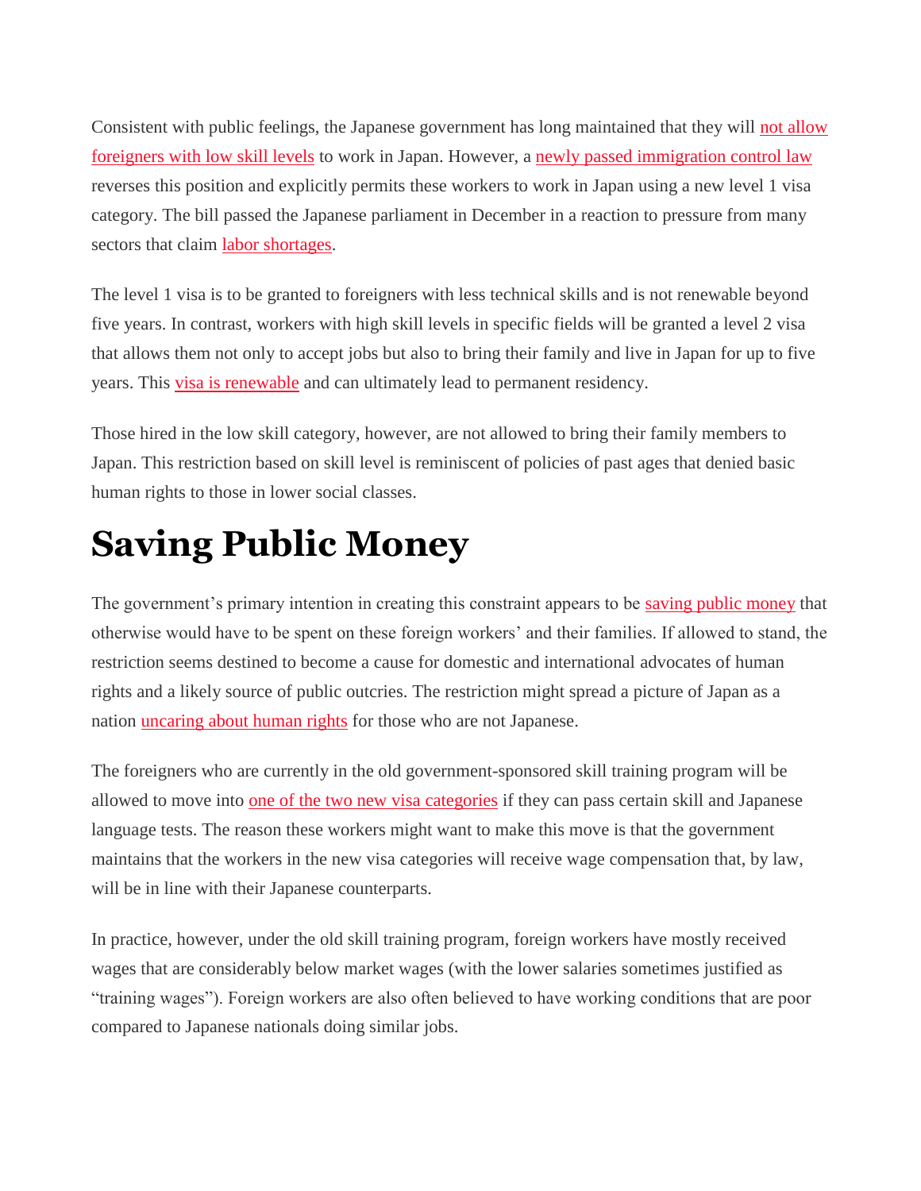Consistent with public feelings, the Japanese government has long maintained that they will not allow foreigners with low skill levels to work in Japan. However, a newly passed immigration control law reverses this position and explicitly permits these workers to work in Japan using a new level 1 visa category. The bill passed the Japanese parliament in December in a reaction to pressure from many sectors that claim labor shortages.

The level 1 visa is to be granted to foreigners with less technical skills and is not renewable beyond five years. In contrast, workers with high skill levels in specific fields will be granted a level 2 visa that allows them not only to accept jobs but also to bring their family and live in Japan for up to five years. This visa is renewable and can ultimately lead to permanent residency.

Those hired in the low skill category, however, are not allowed to bring their family members to Japan. This restriction based on skill level is reminiscent of policies of past ages that denied basic human rights to those in lower social classes.

# Saving Public Money

The government's primary intention in creating this constraint appears to be saving public money that otherwise would have to be spent on these foreign workers' and their families. If allowed to stand, the restriction seems destined to become a cause for domestic and international advocates of human rights and a likely source of public outcries. The restriction might spread a picture of Japan as a nation uncaring about human rights for those who are not Japanese.

The foreigners who are currently in the old government-sponsored skill training program will be allowed to move into one of the two new visa categories if they can pass certain skill and Japanese language tests. The reason these workers might want to make this move is that the government maintains that the workers in the new visa categories will receive wage compensation that, by law, will be in line with their Japanese counterparts.

In practice, however, under the old skill training program, foreign workers have mostly received wages that are considerably below market wages (with the lower salaries sometimes justified as "training wages"). Foreign workers are also often believed to have working conditions that are poor compared to Japanese nationals doing similar jobs.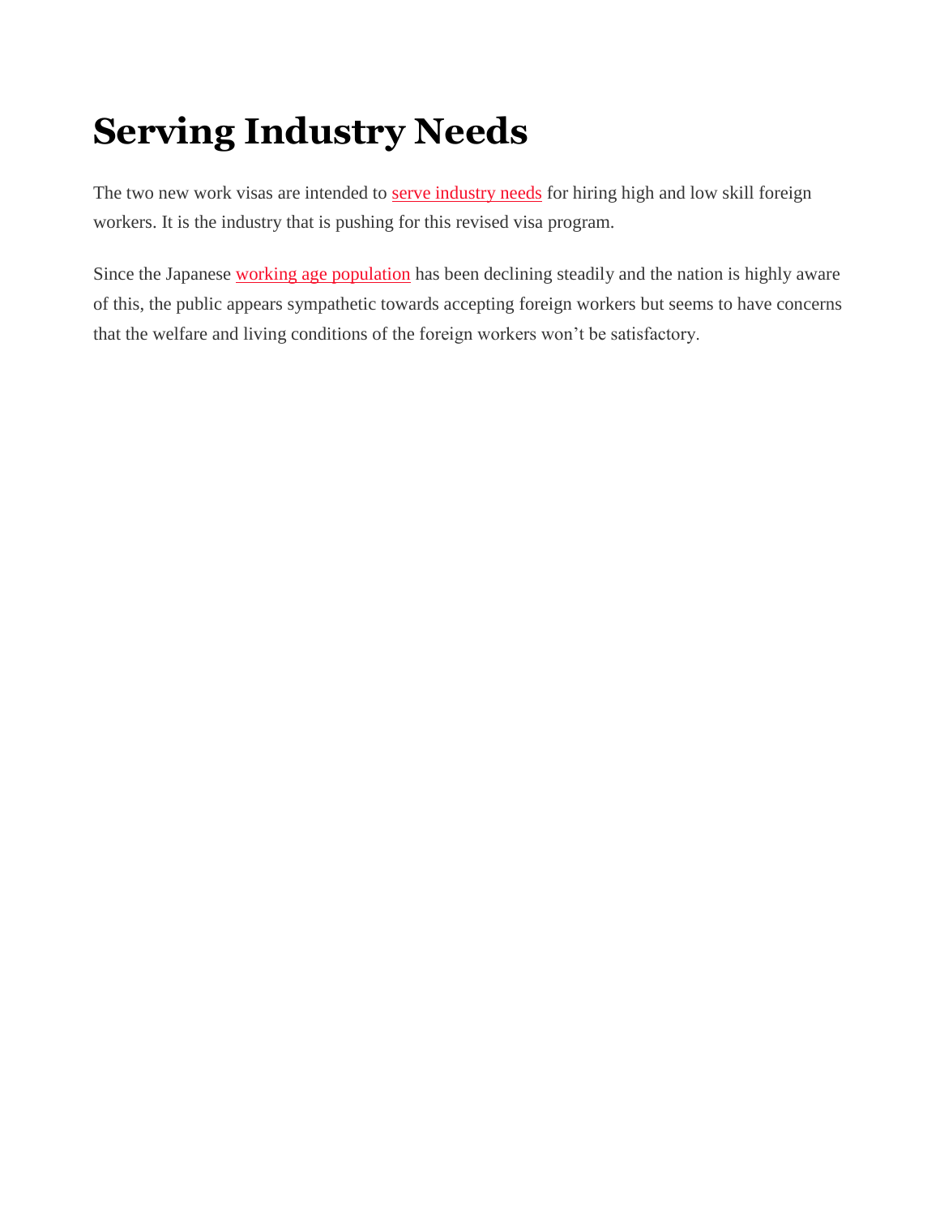# Serving Industry Needs

The two new work visas are intended to serve industry needs for hiring high and low skill foreign workers. It is the industry that is pushing for this revised visa program.

Since the Japanese working age population has been declining steadily and the nation is highly aware of this, the public appears sympathetic towards accepting foreign workers but seems to have concerns that the welfare and living conditions of the foreign workers won't be satisfactory.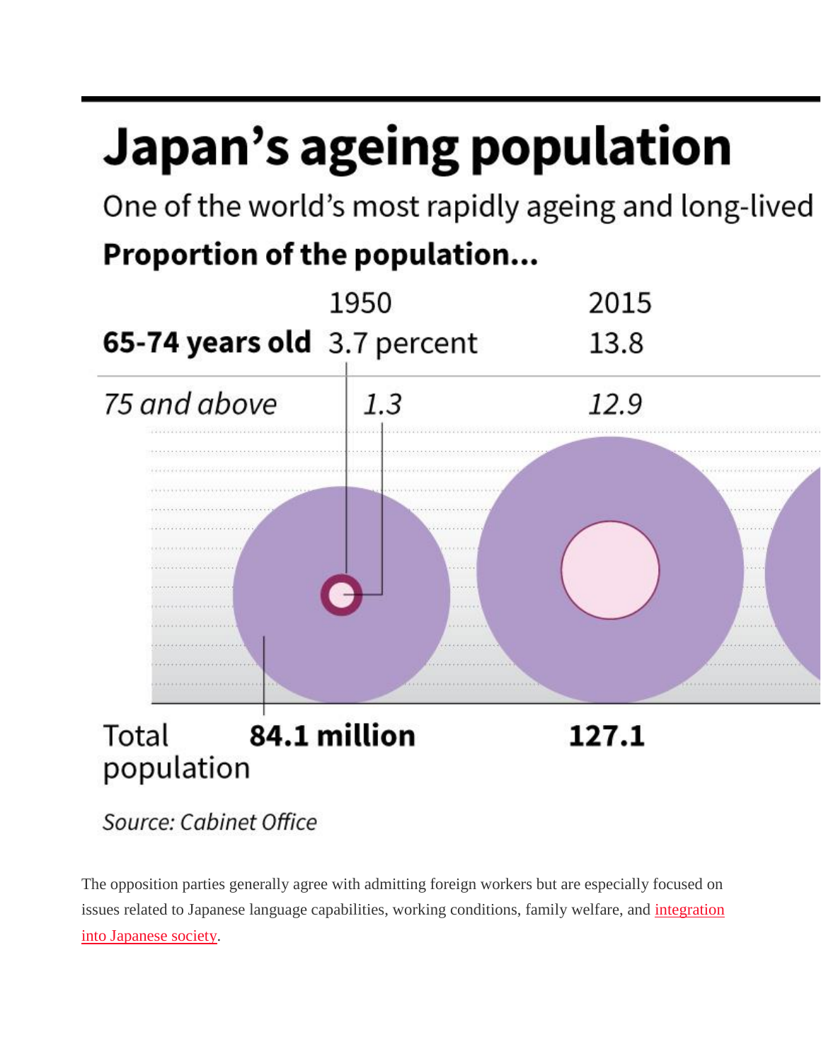# Japan's ageing population

One of the world's most rapidly ageing and long-lived

**Proportion of the population...**

| | 1950 | 2015 |
|---|---|---|
| **65-74 years old** | 3.7 percent | 13.8 |
| *75 and above* | *1.3* | *12.9* |
| Total population | **84.1 million** | **127.1** |

*Source: Cabinet Office*

The opposition parties generally agree with admitting foreign workers but are especially focused on issues related to Japanese language capabilities, working conditions, family welfare, and integration into Japanese society.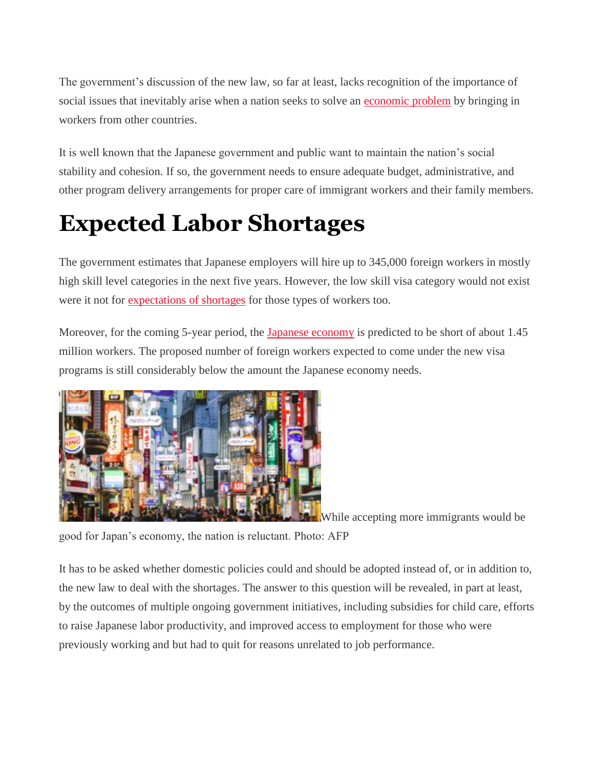The government's discussion of the new law, so far at least, lacks recognition of the importance of social issues that inevitably arise when a nation seeks to solve an economic problem by bringing in workers from other countries.

It is well known that the Japanese government and public want to maintain the nation's social stability and cohesion. If so, the government needs to ensure adequate budget, administrative, and other program delivery arrangements for proper care of immigrant workers and their family members.

# Expected Labor Shortages

The government estimates that Japanese employers will hire up to 345,000 foreign workers in mostly high skill level categories in the next five years. However, the low skill visa category would not exist were it not for expectations of shortages for those types of workers too.

Moreover, for the coming 5-year period, the Japanese economy is predicted to be short of about 1.45 million workers. The proposed number of foreign workers expected to come under the new visa programs is still considerably below the amount the Japanese economy needs.

While accepting more immigrants would be good for Japan's economy, the nation is reluctant. Photo: AFP

It has to be asked whether domestic policies could and should be adopted instead of, or in addition to, the new law to deal with the shortages. The answer to this question will be revealed, in part at least, by the outcomes of multiple ongoing government initiatives, including subsidies for child care, efforts to raise Japanese labor productivity, and improved access to employment for those who were previously working and but had to quit for reasons unrelated to job performance.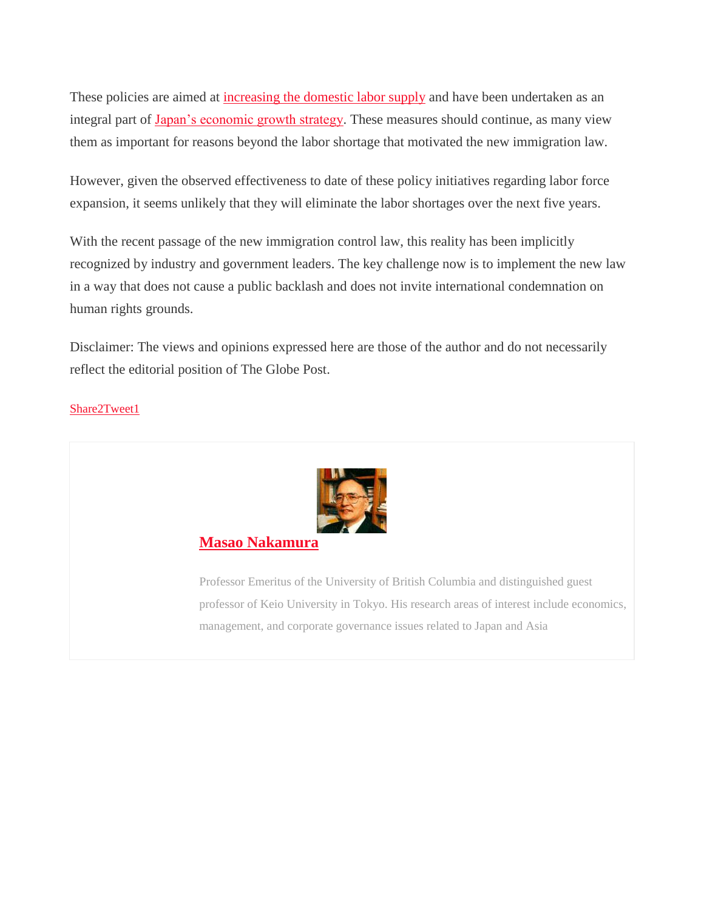These policies are aimed at increasing the domestic labor supply and have been undertaken as an integral part of Japan's economic growth strategy. These measures should continue, as many view them as important for reasons beyond the labor shortage that motivated the new immigration law.

However, given the observed effectiveness to date of these policy initiatives regarding labor force expansion, it seems unlikely that they will eliminate the labor shortages over the next five years.

With the recent passage of the new immigration control law, this reality has been implicitly recognized by industry and government leaders. The key challenge now is to implement the new law in a way that does not cause a public backlash and does not invite international condemnation on human rights grounds.

Disclaimer: The views and opinions expressed here are those of the author and do not necessarily reflect the editorial position of The Globe Post.

Share2Tweet1

**Masao Nakamura**

Professor Emeritus of the University of British Columbia and distinguished guest professor of Keio University in Tokyo. His research areas of interest include economics, management, and corporate governance issues related to Japan and Asia